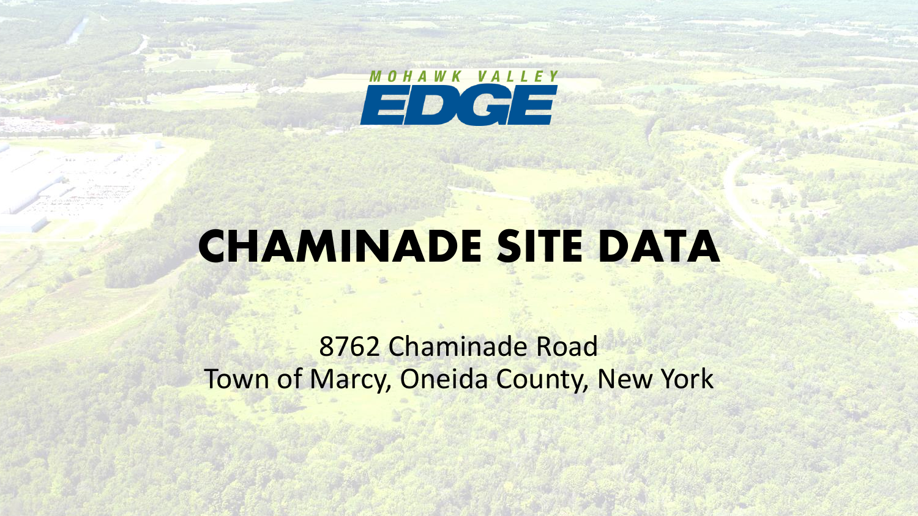MOHAWK VALLEY EDGE

# CHAMINADE SITE DATA

8762 Chaminade Road
Town of Marcy, Oneida County, New York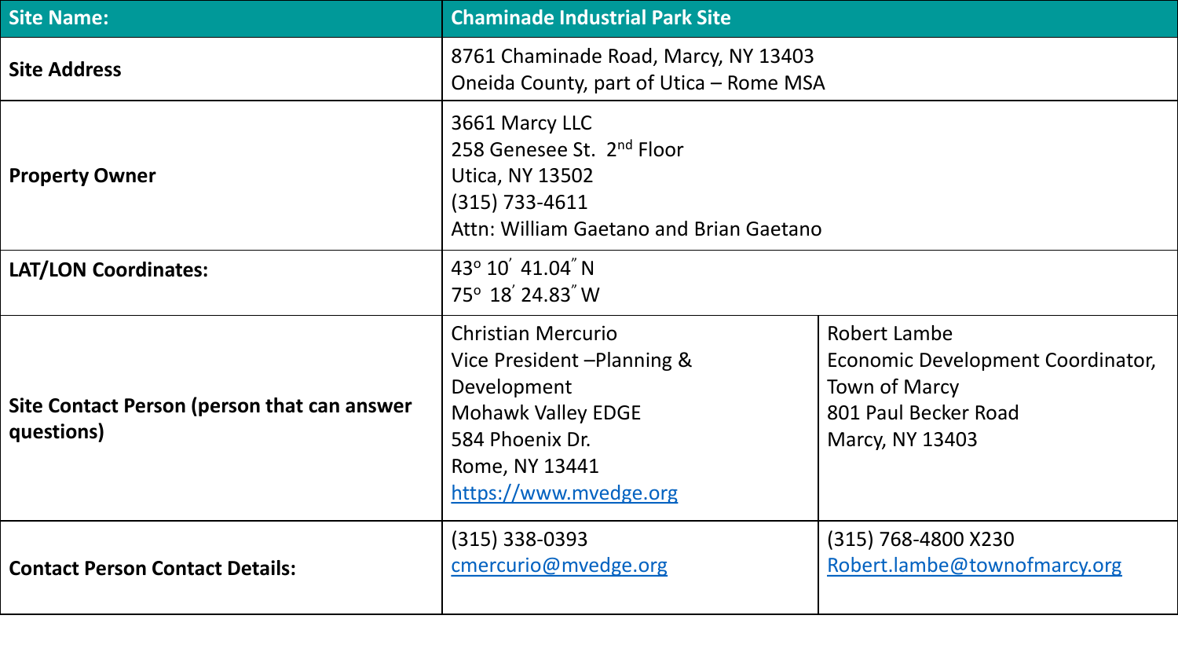| Site Name: | Chaminade Industrial Park Site | |
| --- | --- | --- |
| **Site Address** | 8761 Chaminade Road, Marcy, NY 13403<br>Oneida County, part of Utica – Rome MSA | |
| **Property Owner** | 3661 Marcy LLC<br>258 Genesee St. 2nd Floor<br>Utica, NY 13502<br>(315) 733-4611<br>Attn: William Gaetano and Brian Gaetano | |
| **LAT/LON Coordinates:** | 43° 10′ 41.04″ N<br>75° 18′ 24.83″ W | |
| **Site Contact Person (person that can answer questions)** | Christian Mercurio<br>Vice President –Planning & Development<br>Mohawk Valley EDGE<br>584 Phoenix Dr.<br>Rome, NY 13441<br>https://www.mvedge.org | Robert Lambe<br>Economic Development Coordinator, Town of Marcy<br>801 Paul Becker Road<br>Marcy, NY 13403 |
| **Contact Person Contact Details:** | (315) 338-0393<br>cmercurio@mvedge.org | (315) 768-4800 X230<br>Robert.lambe@townofmarcy.org |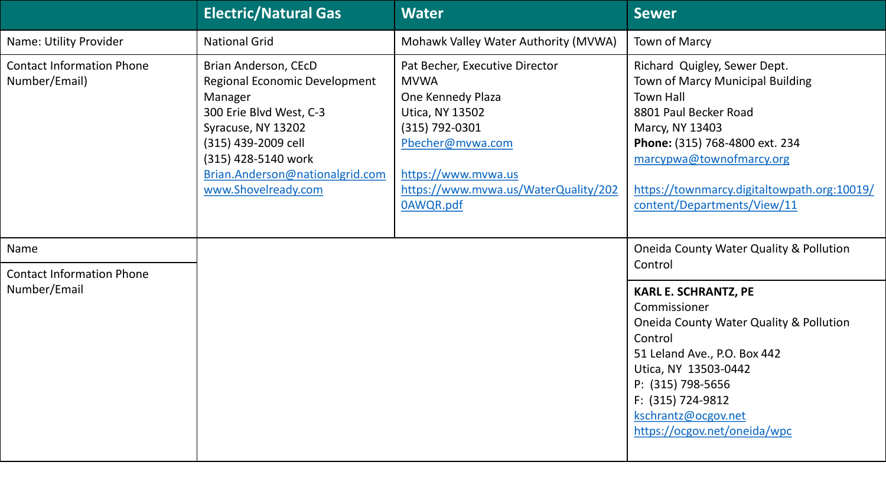| | Electric/Natural Gas | Water | Sewer |
|---|---|---|---|
| Name: Utility Provider | National Grid | Mohawk Valley Water Authority (MVWA) | Town of Marcy |
| Contact Information Phone Number/Email) | Brian Anderson, CEcD<br>Regional Economic Development Manager<br>300 Erie Blvd West, C-3<br>Syracuse, NY 13202<br>(315) 439-2009 cell<br>(315) 428-5140 work<br>Brian.Anderson@nationalgrid.com<br>www.Shovelready.com | Pat Becher, Executive Director<br>MVWA<br>One Kennedy Plaza<br>Utica, NY 13502<br>(315) 792-0301<br>Pbecher@mvwa.com<br><br>https://www.mvwa.us<br>https://www.mvwa.us/WaterQuality/2020AWQR.pdf | Richard Quigley, Sewer Dept.<br>Town of Marcy Municipal Building<br>Town Hall<br>8801 Paul Becker Road<br>Marcy, NY 13403<br>**Phone:** (315) 768-4800 ext. 234<br>marcypwa@townofmarcy.org<br><br>https://townmarcy.digitaltowpath.org:10019/content/Departments/View/11 |
| Name | | | Oneida County Water Quality & Pollution Control |
| Contact Information Phone Number/Email | | | **KARL E. SCHRANTZ, PE**<br>Commissioner<br>Oneida County Water Quality & Pollution Control<br>51 Leland Ave., P.O. Box 442<br>Utica, NY 13503-0442<br>P: (315) 798-5656<br>F: (315) 724-9812<br>kschrantz@ocgov.net<br>https://ocgov.net/oneida/wpc |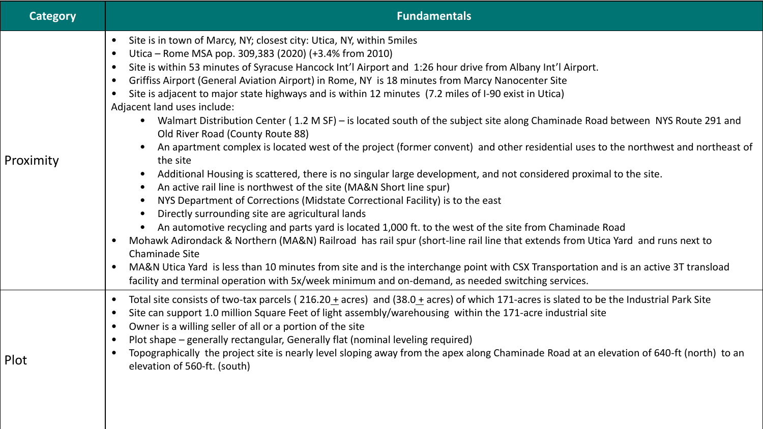| Category | Fundamentals |
| --- | --- |
| Proximity | • Site is in town of Marcy, NY; closest city: Utica, NY, within 5miles<br>• Utica – Rome MSA pop. 309,383 (2020) (+3.4% from 2010)<br>• Site is within 53 minutes of Syracuse Hancock Int'l Airport and 1:26 hour drive from Albany Int'l Airport.<br>• Griffiss Airport (General Aviation Airport) in Rome, NY is 18 minutes from Marcy Nanocenter Site<br>• Site is adjacent to major state highways and is within 12 minutes (7.2 miles of I-90 exist in Utica)<br>Adjacent land uses include:<br>&nbsp;&nbsp;&nbsp;&nbsp;• Walmart Distribution Center ( 1.2 M SF) – is located south of the subject site along Chaminade Road between NYS Route 291 and Old River Road (County Route 88)<br>&nbsp;&nbsp;&nbsp;&nbsp;• An apartment complex is located west of the project (former convent) and other residential uses to the northwest and northeast of the site<br>&nbsp;&nbsp;&nbsp;&nbsp;• Additional Housing is scattered, there is no singular large development, and not considered proximal to the site.<br>&nbsp;&nbsp;&nbsp;&nbsp;• An active rail line is northwest of the site (MA&N Short line spur)<br>&nbsp;&nbsp;&nbsp;&nbsp;• NYS Department of Corrections (Midstate Correctional Facility) is to the east<br>&nbsp;&nbsp;&nbsp;&nbsp;• Directly surrounding site are agricultural lands<br>&nbsp;&nbsp;&nbsp;&nbsp;• An automotive recycling and parts yard is located 1,000 ft. to the west of the site from Chaminade Road<br>• Mohawk Adirondack & Northern (MA&N) Railroad has rail spur (short-line rail line that extends from Utica Yard and runs next to Chaminade Site<br>• MA&N Utica Yard is less than 10 minutes from site and is the interchange point with CSX Transportation and is an active 3T transload facility and terminal operation with 5x/week minimum and on-demand, as needed switching services. |
| Plot | • Total site consists of two-tax parcels ( 216.20 ± acres) and (38.0 ± acres) of which 171-acres is slated to be the Industrial Park Site<br>• Site can support 1.0 million Square Feet of light assembly/warehousing within the 171-acre industrial site<br>• Owner is a willing seller of all or a portion of the site<br>• Plot shape – generally rectangular, Generally flat (nominal leveling required)<br>• Topographically the project site is nearly level sloping away from the apex along Chaminade Road at an elevation of 640-ft (north) to an elevation of 560-ft. (south) |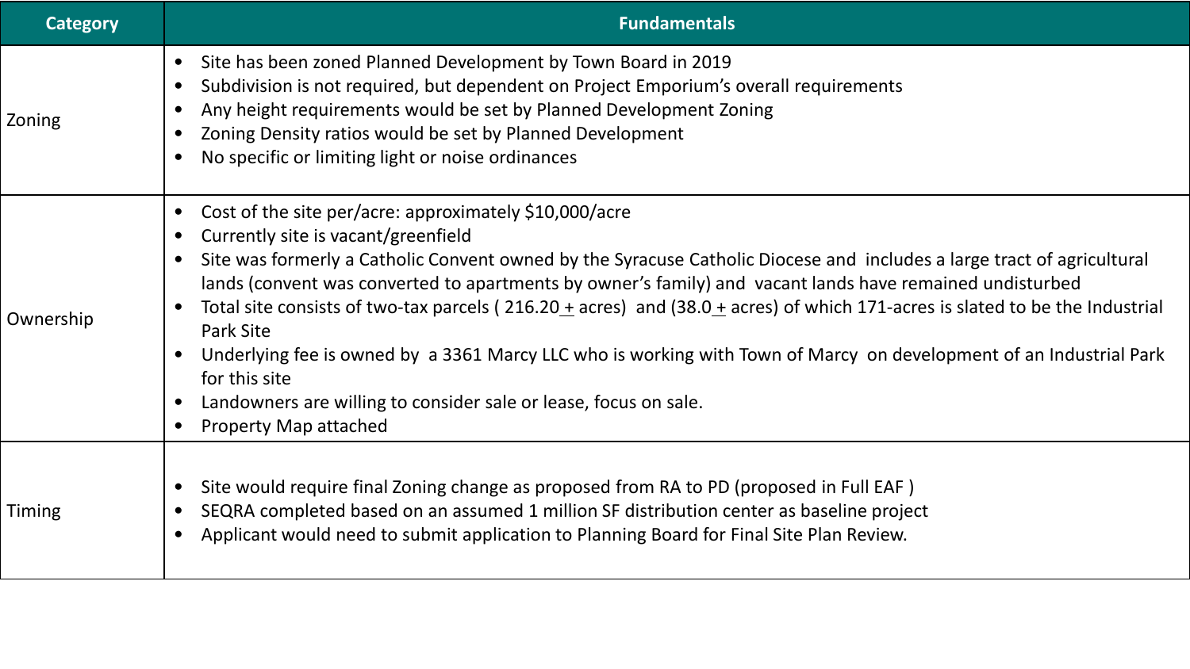| Category | Fundamentals |
|---|---|
| Zoning | • Site has been zoned Planned Development by Town Board in 2019<br>• Subdivision is not required, but dependent on Project Emporium's overall requirements<br>• Any height requirements would be set by Planned Development Zoning<br>• Zoning Density ratios would be set by Planned Development<br>• No specific or limiting light or noise ordinances |
| Ownership | • Cost of the site per/acre: approximately $10,000/acre<br>• Currently site is vacant/greenfield<br>• Site was formerly a Catholic Convent owned by the Syracuse Catholic Diocese and includes a large tract of agricultural lands (convent was converted to apartments by owner's family) and vacant lands have remained undisturbed<br>• Total site consists of two-tax parcels ( 216.20 ± acres) and (38.0 ± acres) of which 171-acres is slated to be the Industrial Park Site<br>• Underlying fee is owned by a 3361 Marcy LLC who is working with Town of Marcy on development of an Industrial Park for this site<br>• Landowners are willing to consider sale or lease, focus on sale.<br>• Property Map attached |
| Timing | • Site would require final Zoning change as proposed from RA to PD (proposed in Full EAF )<br>• SEQRA completed based on an assumed 1 million SF distribution center as baseline project<br>• Applicant would need to submit application to Planning Board for Final Site Plan Review. |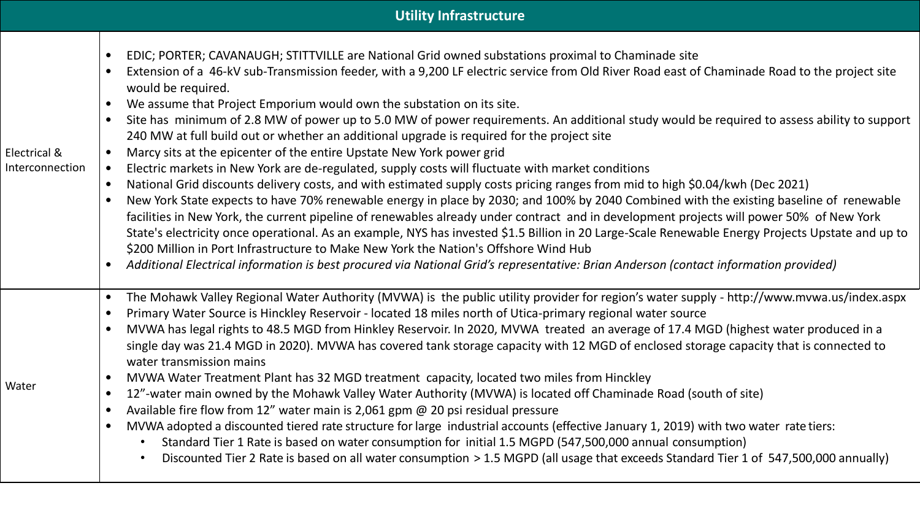| Utility Infrastructure | |
|---|---|
| Electrical & Interconnection | • EDIC; PORTER; CAVANAUGH; STITTVILLE are National Grid owned substations proximal to Chaminade site<br>• Extension of a 46-kV sub-Transmission feeder, with a 9,200 LF electric service from Old River Road east of Chaminade Road to the project site would be required.<br>• We assume that Project Emporium would own the substation on its site.<br>• Site has minimum of 2.8 MW of power up to 5.0 MW of power requirements. An additional study would be required to assess ability to support 240 MW at full build out or whether an additional upgrade is required for the project site<br>• Marcy sits at the epicenter of the entire Upstate New York power grid<br>• Electric markets in New York are de-regulated, supply costs will fluctuate with market conditions<br>• National Grid discounts delivery costs, and with estimated supply costs pricing ranges from mid to high $0.04/kwh (Dec 2021)<br>• New York State expects to have 70% renewable energy in place by 2030; and 100% by 2040 Combined with the existing baseline of renewable facilities in New York, the current pipeline of renewables already under contract and in development projects will power 50% of New York State's electricity once operational. As an example, NYS has invested $1.5 Billion in 20 Large-Scale Renewable Energy Projects Upstate and up to $200 Million in Port Infrastructure to Make New York the Nation's Offshore Wind Hub<br>• *Additional Electrical information is best procured via National Grid's representative: Brian Anderson (contact information provided)* |
| Water | • The Mohawk Valley Regional Water Authority (MVWA) is the public utility provider for region's water supply - http://www.mvwa.us/index.aspx<br>• Primary Water Source is Hinckley Reservoir - located 18 miles north of Utica-primary regional water source<br>• MVWA has legal rights to 48.5 MGD from Hinkley Reservoir. In 2020, MVWA treated an average of 17.4 MGD (highest water produced in a single day was 21.4 MGD in 2020). MVWA has covered tank storage capacity with 12 MGD of enclosed storage capacity that is connected to water transmission mains<br>• MVWA Water Treatment Plant has 32 MGD treatment capacity, located two miles from Hinckley<br>• 12"-water main owned by the Mohawk Valley Water Authority (MVWA) is located off Chaminade Road (south of site)<br>• Available fire flow from 12" water main is 2,061 gpm @ 20 psi residual pressure<br>• MVWA adopted a discounted tiered rate structure for large industrial accounts (effective January 1, 2019) with two water rate tiers:<br>&nbsp;&nbsp;&nbsp;&nbsp;• Standard Tier 1 Rate is based on water consumption for initial 1.5 MGPD (547,500,000 annual consumption)<br>&nbsp;&nbsp;&nbsp;&nbsp;• Discounted Tier 2 Rate is based on all water consumption > 1.5 MGPD (all usage that exceeds Standard Tier 1 of 547,500,000 annually) |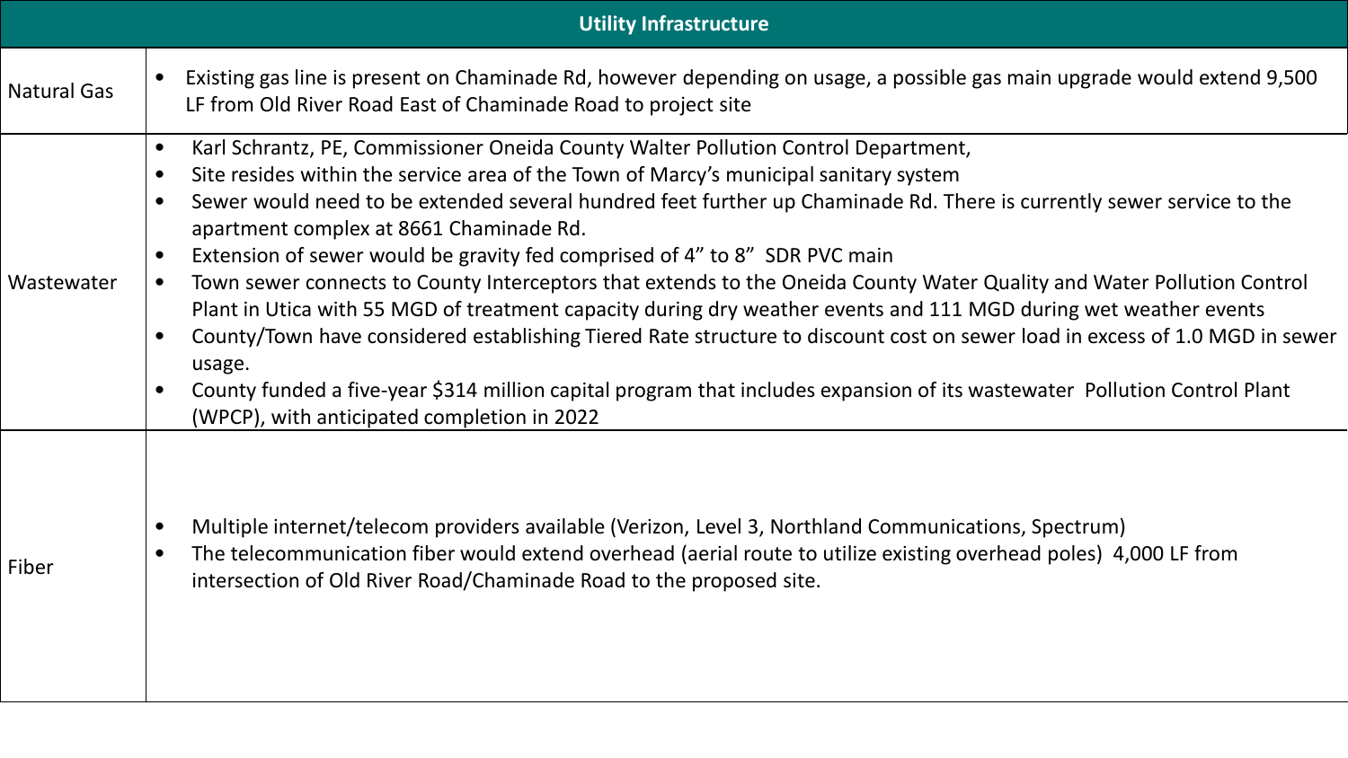| Utility Infrastructure | |
|---|---|
| Natural Gas | • Existing gas line is present on Chaminade Rd, however depending on usage, a possible gas main upgrade would extend 9,500 LF from Old River Road East of Chaminade Road to project site |
| Wastewater | • Karl Schrantz, PE, Commissioner Oneida County Walter Pollution Control Department,<br>• Site resides within the service area of the Town of Marcy's municipal sanitary system<br>• Sewer would need to be extended several hundred feet further up Chaminade Rd. There is currently sewer service to the apartment complex at 8661 Chaminade Rd.<br>• Extension of sewer would be gravity fed comprised of 4" to 8" SDR PVC main<br>• Town sewer connects to County Interceptors that extends to the Oneida County Water Quality and Water Pollution Control Plant in Utica with 55 MGD of treatment capacity during dry weather events and 111 MGD during wet weather events<br>• County/Town have considered establishing Tiered Rate structure to discount cost on sewer load in excess of 1.0 MGD in sewer usage.<br>• County funded a five-year $314 million capital program that includes expansion of its wastewater Pollution Control Plant (WPCP), with anticipated completion in 2022 |
| Fiber | • Multiple internet/telecom providers available (Verizon, Level 3, Northland Communications, Spectrum)<br>• The telecommunication fiber would extend overhead (aerial route to utilize existing overhead poles) 4,000 LF from intersection of Old River Road/Chaminade Road to the proposed site. |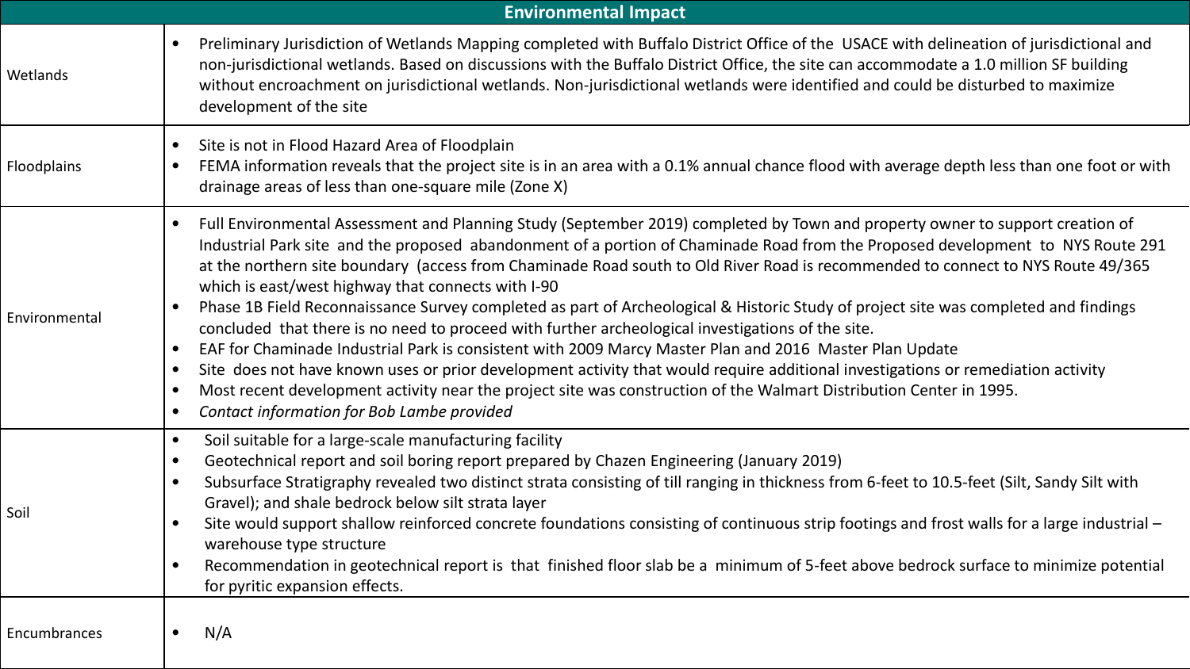| Environmental Impact | |
|---|---|
| Wetlands | • Preliminary Jurisdiction of Wetlands Mapping completed with Buffalo District Office of the USACE with delineation of jurisdictional and non-jurisdictional wetlands. Based on discussions with the Buffalo District Office, the site can accommodate a 1.0 million SF building without encroachment on jurisdictional wetlands. Non-jurisdictional wetlands were identified and could be disturbed to maximize development of the site |
| Floodplains | • Site is not in Flood Hazard Area of Floodplain<br>• FEMA information reveals that the project site is in an area with a 0.1% annual chance flood with average depth less than one foot or with drainage areas of less than one-square mile (Zone X) |
| Environmental | • Full Environmental Assessment and Planning Study (September 2019) completed by Town and property owner to support creation of Industrial Park site and the proposed abandonment of a portion of Chaminade Road from the Proposed development to NYS Route 291 at the northern site boundary (access from Chaminade Road south to Old River Road is recommended to connect to NYS Route 49/365 which is east/west highway that connects with I-90<br>• Phase 1B Field Reconnaissance Survey completed as part of Archeological & Historic Study of project site was completed and findings concluded that there is no need to proceed with further archeological investigations of the site.<br>• EAF for Chaminade Industrial Park is consistent with 2009 Marcy Master Plan and 2016 Master Plan Update<br>• Site does not have known uses or prior development activity that would require additional investigations or remediation activity<br>• Most recent development activity near the project site was construction of the Walmart Distribution Center in 1995.<br>• *Contact information for Bob Lambe provided* |
| Soil | • Soil suitable for a large-scale manufacturing facility<br>• Geotechnical report and soil boring report prepared by Chazen Engineering (January 2019)<br>• Subsurface Stratigraphy revealed two distinct strata consisting of till ranging in thickness from 6-feet to 10.5-feet (Silt, Sandy Silt with Gravel); and shale bedrock below silt strata layer<br>• Site would support shallow reinforced concrete foundations consisting of continuous strip footings and frost walls for a large industrial – warehouse type structure<br>• Recommendation in geotechnical report is that finished floor slab be a minimum of 5-feet above bedrock surface to minimize potential for pyritic expansion effects. |
| Encumbrances | • N/A |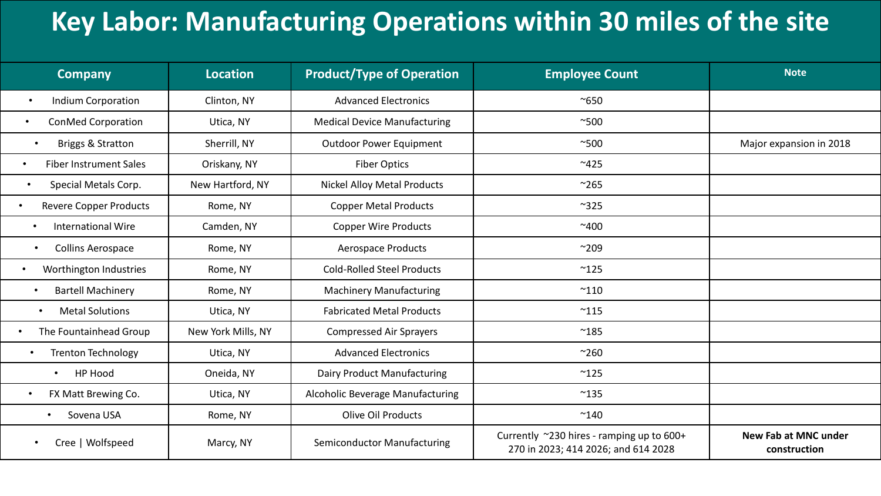# Key Labor: Manufacturing Operations within 30 miles of the site

| Company | Location | Product/Type of Operation | Employee Count | Note |
|---|---|---|---|---|
| • Indium Corporation | Clinton, NY | Advanced Electronics | ~650 | |
| • ConMed Corporation | Utica, NY | Medical Device Manufacturing | ~500 | |
| • Briggs & Stratton | Sherrill, NY | Outdoor Power Equipment | ~500 | Major expansion in 2018 |
| • Fiber Instrument Sales | Oriskany, NY | Fiber Optics | ~425 | |
| • Special Metals Corp. | New Hartford, NY | Nickel Alloy Metal Products | ~265 | |
| • Revere Copper Products | Rome, NY | Copper Metal Products | ~325 | |
| • International Wire | Camden, NY | Copper Wire Products | ~400 | |
| • Collins Aerospace | Rome, NY | Aerospace Products | ~209 | |
| • Worthington Industries | Rome, NY | Cold-Rolled Steel Products | ~125 | |
| • Bartell Machinery | Rome, NY | Machinery Manufacturing | ~110 | |
| • Metal Solutions | Utica, NY | Fabricated Metal Products | ~115 | |
| • The Fountainhead Group | New York Mills, NY | Compressed Air Sprayers | ~185 | |
| • Trenton Technology | Utica, NY | Advanced Electronics | ~260 | |
| • HP Hood | Oneida, NY | Dairy Product Manufacturing | ~125 | |
| • FX Matt Brewing Co. | Utica, NY | Alcoholic Beverage Manufacturing | ~135 | |
| • Sovena USA | Rome, NY | Olive Oil Products | ~140 | |
| • Cree \| Wolfspeed | Marcy, NY | Semiconductor Manufacturing | Currently ~230 hires - ramping up to 600+ 270 in 2023; 414 2026; and 614 2028 | **New Fab at MNC under construction** |